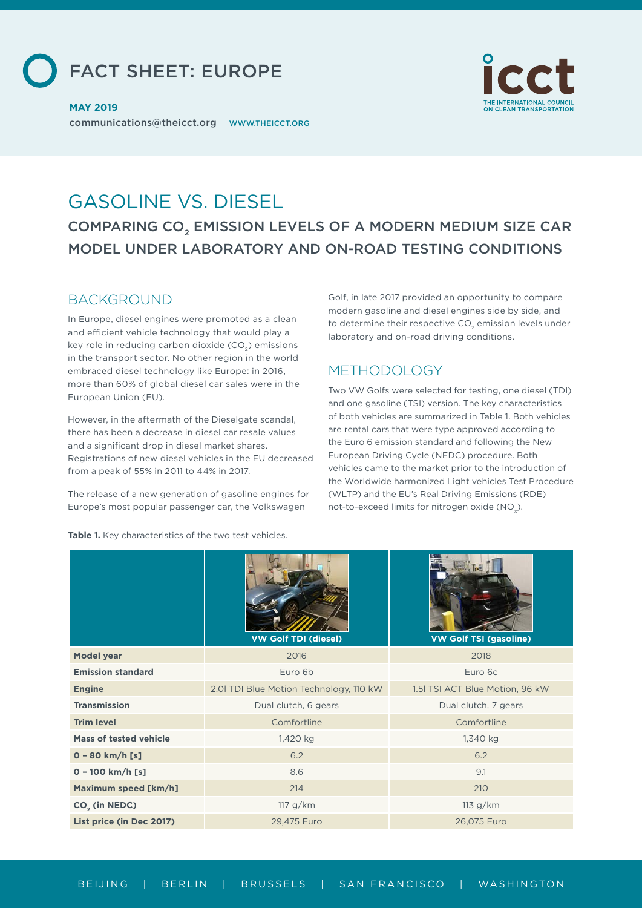# FACT SHEET: EUROPE

**MAY 2019**

communications@theicct.org WWW.THEICCT.ORG

# GASOLINE VS. DIESEL

## COMPARING $CO_2$ EMISSION LEVELS OF A MODERN MEDIUM SIZE CAR MODEL UNDER LABORATORY AND ON-ROAD TESTING CONDITIONS

## BACKGROUND

In Europe, diesel engines were promoted as a clean and efficient vehicle technology that would play a key role in reducing carbon dioxide ($CO_2$) emissions in the transport sector. No other region in the world embraced diesel technology like Europe: in 2016, more than 60% of global diesel car sales were in the European Union (EU).

However, in the aftermath of the Dieselgate scandal, there has been a decrease in diesel car resale values and a significant drop in diesel market shares. Registrations of new diesel vehicles in the EU decreased from a peak of 55% in 2011 to 44% in 2017.

The release of a new generation of gasoline engines for Europe's most popular passenger car, the Volkswagen Golf, in late 2017 provided an opportunity to compare modern gasoline and diesel engines side by side, and to determine their respective $CO_2$ emission levels under laboratory and on-road driving conditions.

## METHODOLOGY

Two VW Golfs were selected for testing, one diesel (TDI) and one gasoline (TSI) version. The key characteristics of both vehicles are summarized in Table 1. Both vehicles are rental cars that were type approved according to the Euro 6 emission standard and following the New European Driving Cycle (NEDC) procedure. Both vehicles came to the market prior to the introduction of the Worldwide harmonized Light vehicles Test Procedure (WLTP) and the EU's Real Driving Emissions (RDE) not-to-exceed limits for nitrogen oxide ($NO_x$).

**Table 1.** Key characteristics of the two test vehicles.

| | VW Golf TDI (diesel) | VW Golf TSI (gasoline) |
|---|---|---|
| **Model year** | 2016 | 2018 |
| **Emission standard** | Euro 6b | Euro 6c |
| **Engine** | 2.0l TDI Blue Motion Technology, 110 kW | 1.5l TSI ACT Blue Motion, 96 kW |
| **Transmission** | Dual clutch, 6 gears | Dual clutch, 7 gears |
| **Trim level** | Comfortline | Comfortline |
| **Mass of tested vehicle** | 1,420 kg | 1,340 kg |
| **0 – 80 km/h [s]** | 6.2 | 6.2 |
| **0 – 100 km/h [s]** | 8.6 | 9.1 |
| **Maximum speed [km/h]** | 214 | 210 |
| **$CO_2$ (in NEDC)** | 117 g/km | 113 g/km |
| **List price (in Dec 2017)** | 29,475 Euro | 26,075 Euro |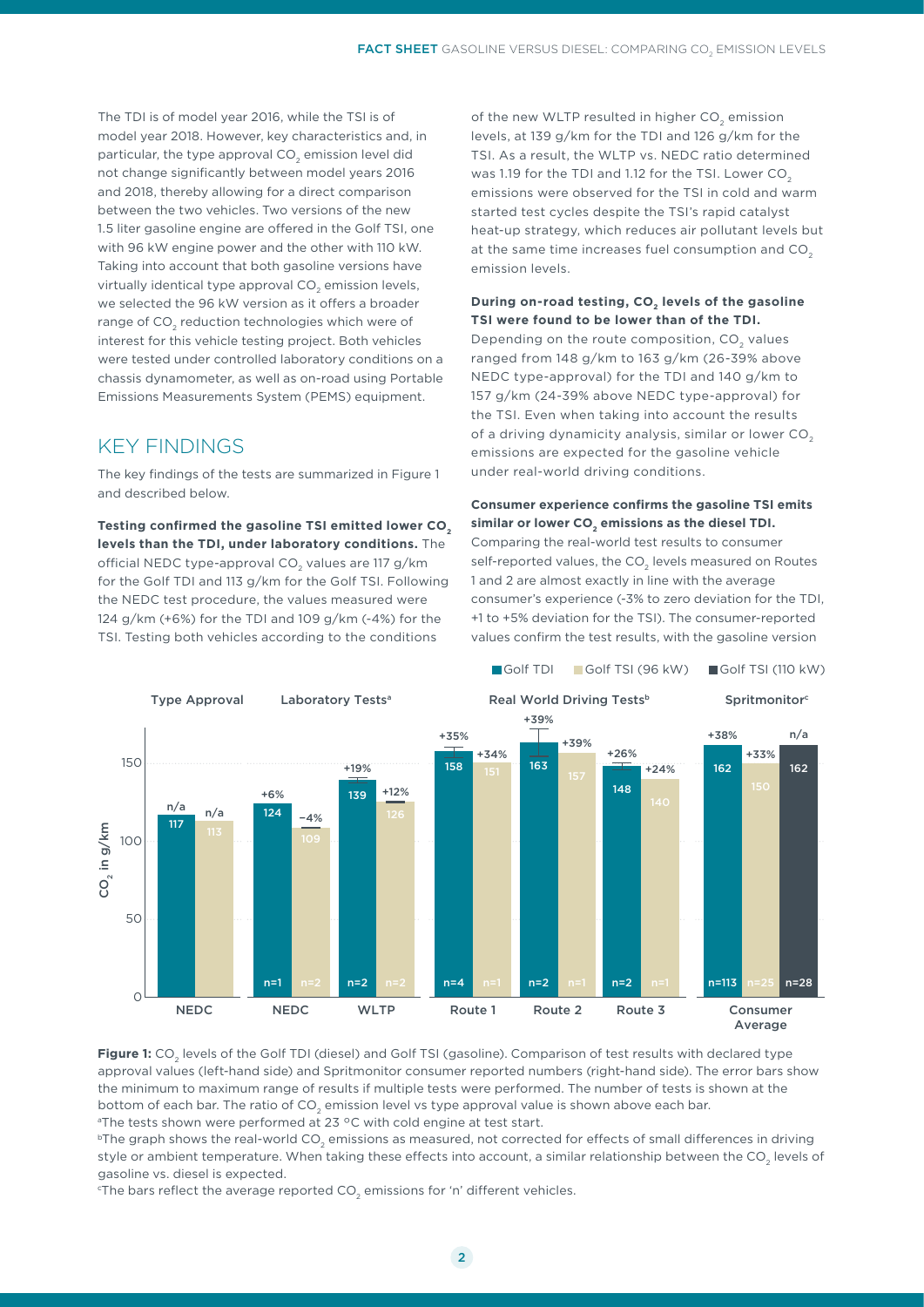The TDI is of model year 2016, while the TSI is of model year 2018. However, key characteristics and, in particular, the type approval $CO_2$ emission level did not change significantly between model years 2016 and 2018, thereby allowing for a direct comparison between the two vehicles. Two versions of the new 1.5 liter gasoline engine are offered in the Golf TSI, one with 96 kW engine power and the other with 110 kW. Taking into account that both gasoline versions have virtually identical type approval $CO_2$ emission levels, we selected the 96 kW version as it offers a broader range of $CO_2$ reduction technologies which were of interest for this vehicle testing project. Both vehicles were tested under controlled laboratory conditions on a chassis dynamometer, as well as on-road using Portable Emissions Measurements System (PEMS) equipment.

## KEY FINDINGS

The key findings of the tests are summarized in Figure 1 and described below.

**Testing confirmed the gasoline TSI emitted lower $CO_2$ levels than the TDI, under laboratory conditions.** The official NEDC type-approval $CO_2$ values are 117 g/km for the Golf TDI and 113 g/km for the Golf TSI. Following the NEDC test procedure, the values measured were 124 g/km (+6%) for the TDI and 109 g/km (-4%) for the TSI. Testing both vehicles according to the conditions of the new WLTP resulted in higher $CO_2$ emission levels, at 139 g/km for the TDI and 126 g/km for the TSI. As a result, the WLTP vs. NEDC ratio determined was 1.19 for the TDI and 1.12 for the TSI. Lower $CO_2$ emissions were observed for the TSI in cold and warm started test cycles despite the TSI's rapid catalyst heat-up strategy, which reduces air pollutant levels but at the same time increases fuel consumption and $CO_2$ emission levels.

**During on-road testing, $CO_2$ levels of the gasoline TSI were found to be lower than of the TDI.** Depending on the route composition, $CO_2$ values ranged from 148 g/km to 163 g/km (26-39% above NEDC type-approval) for the TDI and 140 g/km to 157 g/km (24-39% above NEDC type-approval) for the TSI. Even when taking into account the results of a driving dynamicity analysis, similar or lower $CO_2$ emissions are expected for the gasoline vehicle under real-world driving conditions.

**Consumer experience confirms the gasoline TSI emits similar or lower $CO_2$ emissions as the diesel TDI.** Comparing the real-world test results to consumer self-reported values, the $CO_2$ levels measured on Routes 1 and 2 are almost exactly in line with the average consumer's experience (-3% to zero deviation for the TDI, +1 to +5% deviation for the TSI). The consumer-reported values confirm the test results, with the gasoline version

| Category | Test | Golf TDI ($CO_2$ g/km) | Golf TSI (96 kW) ($CO_2$ g/km) | Golf TSI (110 kW) ($CO_2$ g/km) |
|---|---|---|---|---|
| Type Approval | NEDC | 117 (n/a) | 113 (n/a) | |
| Laboratory Tests[a] | NEDC | 124 (+6%), n=1 | 109 (−4%), n=2 | |
| Laboratory Tests[a] | WLTP | 139 (+19%), n=2 | 126 (+12%), n=2 | |
| Real World Driving Tests[b] | Route 1 | 158 (+35%), n=4 | 151 (+34%), n=1 | |
| Real World Driving Tests[b] | Route 2 | 163 (+39%), n=2 | 157 (+39%), n=1 | |
| Real World Driving Tests[b] | Route 3 | 148 (+26%), n=2 | 140 (+24%), n=1 | |
| Spritmonitor[c] | Consumer Average | 162 (+38%), n=113 | 150 (+33%), n=25 | 162 (n/a), n=28 |

**Figure 1:** $CO_2$ levels of the Golf TDI (diesel) and Golf TSI (gasoline). Comparison of test results with declared type approval values (left-hand side) and Spritmonitor consumer reported numbers (right-hand side). The error bars show the minimum to maximum range of results if multiple tests were performed. The number of tests is shown at the bottom of each bar. The ratio of $CO_2$ emission level vs type approval value is shown above each bar.

[a]The tests shown were performed at 23 °C with cold engine at test start.

[b]The graph shows the real-world $CO_2$ emissions as measured, not corrected for effects of small differences in driving style or ambient temperature. When taking these effects into account, a similar relationship between the $CO_2$ levels of gasoline vs. diesel is expected.

[c]The bars reflect the average reported $CO_2$ emissions for 'n' different vehicles.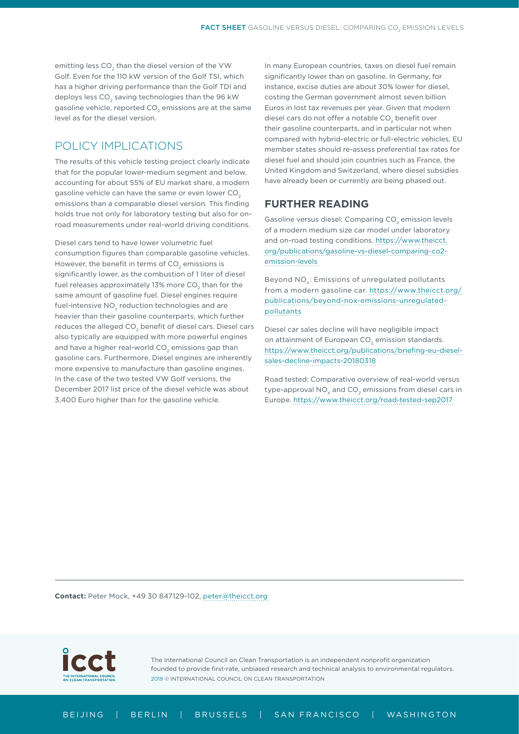emitting less $CO_2$ than the diesel version of the VW Golf. Even for the 110 kW version of the Golf TSI, which has a higher driving performance than the Golf TDI and deploys less $CO_2$ saving technologies than the 96 kW gasoline vehicle, reported $CO_2$ emissions are at the same level as for the diesel version.

## POLICY IMPLICATIONS

The results of this vehicle testing project clearly indicate that for the popular lower-medium segment and below, accounting for about 55% of EU market share, a modern gasoline vehicle can have the same or even lower $CO_2$ emissions than a comparable diesel version. This finding holds true not only for laboratory testing but also for on-road measurements under real-world driving conditions.

Diesel cars tend to have lower volumetric fuel consumption figures than comparable gasoline vehicles. However, the benefit in terms of $CO_2$ emissions is significantly lower, as the combustion of 1 liter of diesel fuel releases approximately 13% more $CO_2$ than for the same amount of gasoline fuel. Diesel engines require fuel-intensive $NO_x$ reduction technologies and are heavier than their gasoline counterparts, which further reduces the alleged $CO_2$ benefit of diesel cars. Diesel cars also typically are equipped with more powerful engines and have a higher real-world $CO_2$ emissions gap than gasoline cars. Furthermore, Diesel engines are inherently more expensive to manufacture than gasoline engines. In the case of the two tested VW Golf versions, the December 2017 list price of the diesel vehicle was about 3,400 Euro higher than for the gasoline vehicle.

In many European countries, taxes on diesel fuel remain significantly lower than on gasoline. In Germany, for instance, excise duties are about 30% lower for diesel, costing the German government almost seven billion Euros in lost tax revenues per year. Given that modern diesel cars do not offer a notable $CO_2$ benefit over their gasoline counterparts, and in particular not when compared with hybrid-electric or full-electric vehicles, EU member states should re-assess preferential tax rates for diesel fuel and should join countries such as France, the United Kingdom and Switzerland, where diesel subsidies have already been or currently are being phased out.

### FURTHER READING

Gasoline versus diesel: Comparing $CO_2$ emission levels of a modern medium size car model under laboratory and on-road testing conditions. https://www.theicct.org/publications/gasoline-vs-diesel-comparing-co2-emission-levels

Beyond $NO_x$: Emissions of unregulated pollutants from a modern gasoline car. https://www.theicct.org/publications/beyond-nox-emissions-unregulated-pollutants

Diesel car sales decline will have negligible impact on attainment of European $CO_2$ emission standards. https://www.theicct.org/publications/briefing-eu-diesel-sales-decline-impacts-20180318

Road tested: Comparative overview of real-world versus type-approval $NO_x$ and $CO_2$ emissions from diesel cars in Europe. https://www.theicct.org/road-tested-sep2017

**Contact:** Peter Mock, +49 30 847129-102, peter@theicct.org

The International Council on Clean Transportation is an independent nonprofit organization founded to provide first-rate, unbiased research and technical analysis to environmental regulators.
2019 © INTERNATIONAL COUNCIL ON CLEAN TRANSPORTATION

BEIJING | BERLIN | BRUSSELS | SAN FRANCISCO | WASHINGTON